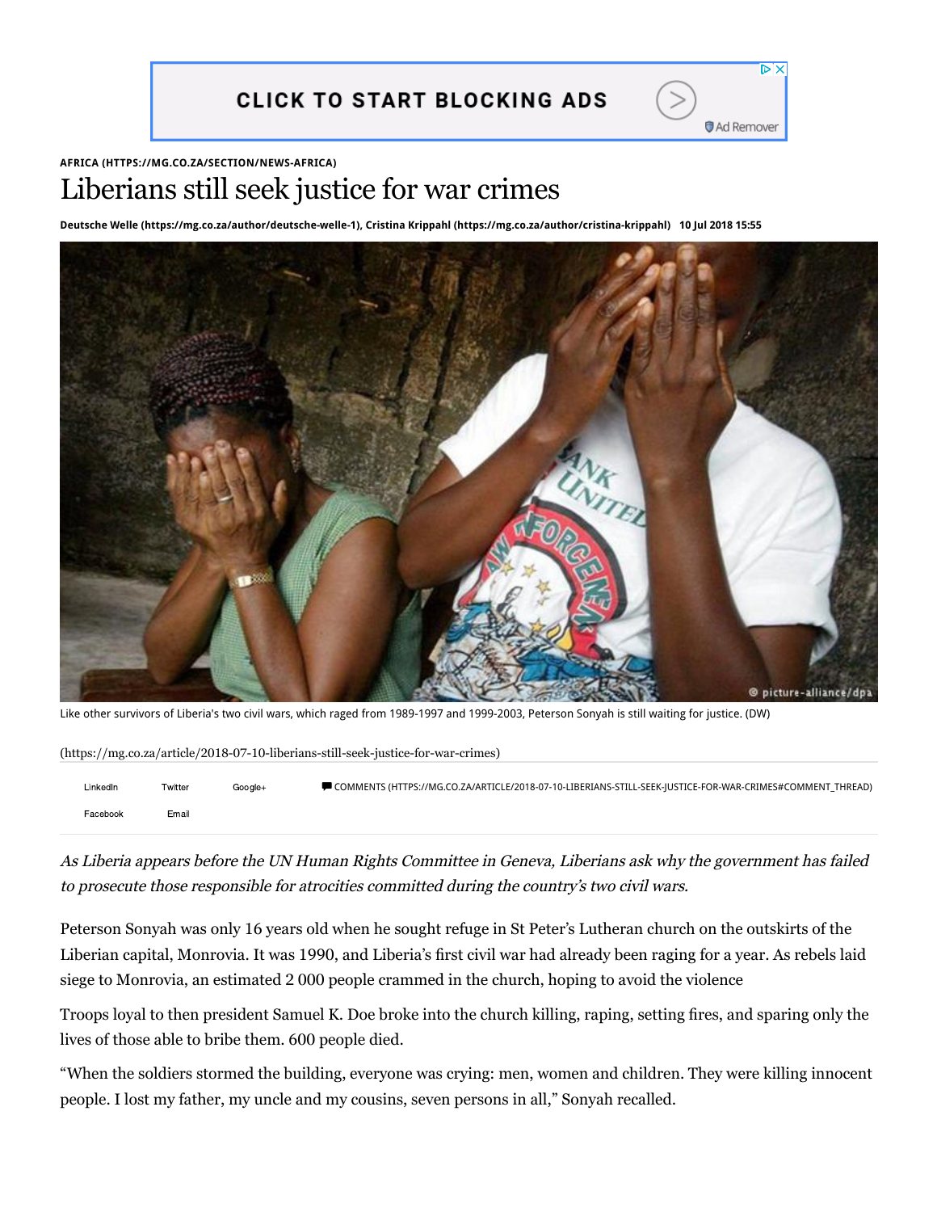AFRICA (HTTPS://MG.CO.ZA/SECTION/NEWS-AFRICA)

# Liberians still seek justice for war crimes

**Deutsche Welle (https://mg.co.za/author/deutsche-welle-1), Cristina Krippahl (https://mg.co.za/author/cristina-krippahl) 10 Jul 2018 15:55**

Like other survivors of Liberia's two civil wars, which raged from 1989-1997 and 1999-2003, Peterson Sonyah is still waiting for justice. (DW)

(https://mg.co.za/article/2018-07-10-liberians-still-seek-justice-for-war-crimes)

*As Liberia appears before the UN Human Rights Committee in Geneva, Liberians ask why the government has failed to prosecute those responsible for atrocities committed during the country's two civil wars.*

Peterson Sonyah was only 16 years old when he sought refuge in St Peter's Lutheran church on the outskirts of the Liberian capital, Monrovia. It was 1990, and Liberia's first civil war had already been raging for a year. As rebels laid siege to Monrovia, an estimated 2 000 people crammed in the church, hoping to avoid the violence

Troops loyal to then president Samuel K. Doe broke into the church killing, raping, setting fires, and sparing only the lives of those able to bribe them. 600 people died.

"When the soldiers stormed the building, everyone was crying: men, women and children. They were killing innocent people. I lost my father, my uncle and my cousins, seven persons in all," Sonyah recalled.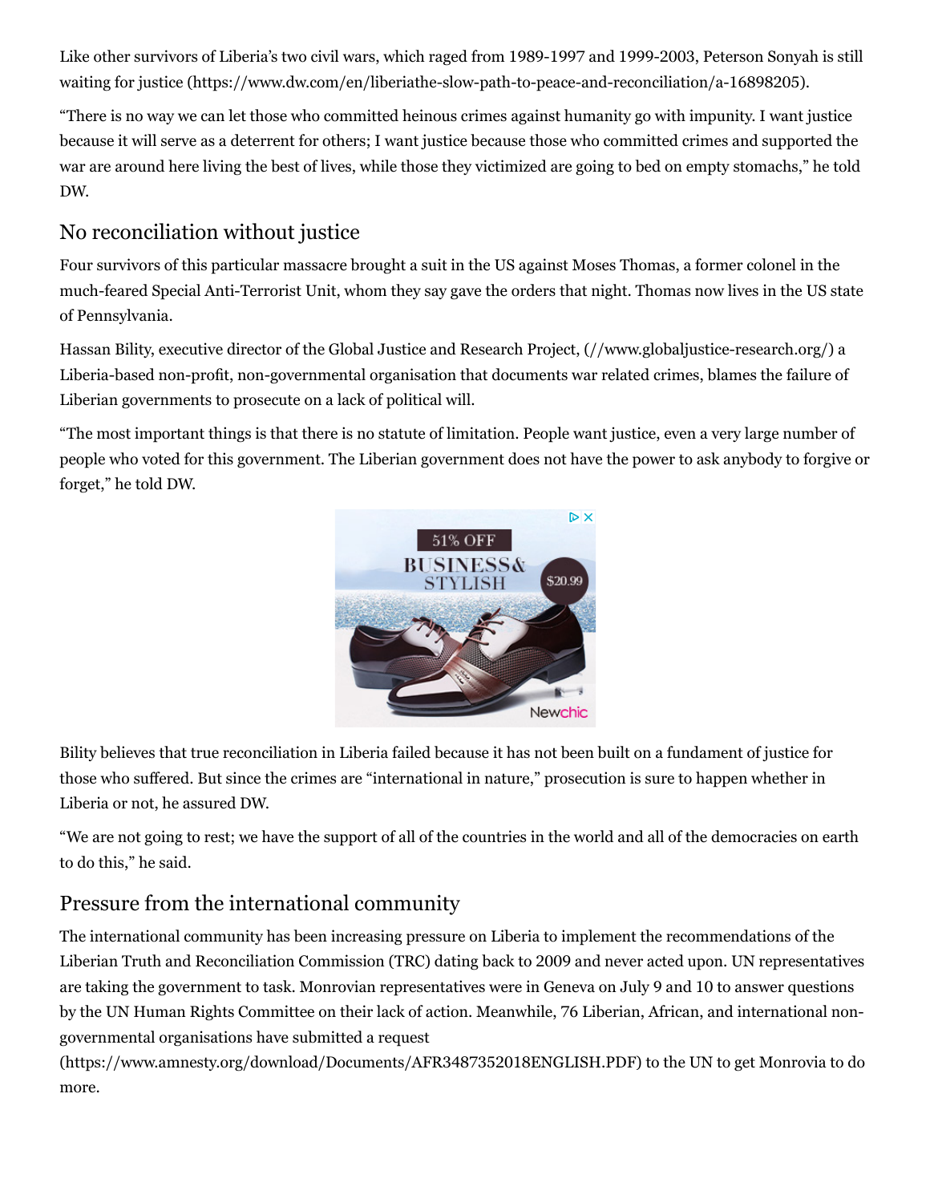Like other survivors of Liberia's two civil wars, which raged from 1989-1997 and 1999-2003, Peterson Sonyah is still waiting for justice (https://www.dw.com/en/liberiathe-slow-path-to-peace-and-reconciliation/a-16898205).

"There is no way we can let those who committed heinous crimes against humanity go with impunity. I want justice because it will serve as a deterrent for others; I want justice because those who committed crimes and supported the war are around here living the best of lives, while those they victimized are going to bed on empty stomachs," he told DW.

## No reconciliation without justice

Four survivors of this particular massacre brought a suit in the US against Moses Thomas, a former colonel in the much-feared Special Anti-Terrorist Unit, whom they say gave the orders that night. Thomas now lives in the US state of Pennsylvania.

Hassan Bility, executive director of the Global Justice and Research Project, (//www.globaljustice-research.org/) a Liberia-based non-profit, non-governmental organisation that documents war related crimes, blames the failure of Liberian governments to prosecute on a lack of political will.

"The most important things is that there is no statute of limitation. People want justice, even a very large number of people who voted for this government. The Liberian government does not have the power to ask anybody to forgive or forget," he told DW.

Bility believes that true reconciliation in Liberia failed because it has not been built on a fundament of justice for those who suffered. But since the crimes are "international in nature," prosecution is sure to happen whether in Liberia or not, he assured DW.

"We are not going to rest; we have the support of all of the countries in the world and all of the democracies on earth to do this," he said.

## Pressure from the international community

The international community has been increasing pressure on Liberia to implement the recommendations of the Liberian Truth and Reconciliation Commission (TRC) dating back to 2009 and never acted upon. UN representatives are taking the government to task. Monrovian representatives were in Geneva on July 9 and 10 to answer questions by the UN Human Rights Committee on their lack of action. Meanwhile, 76 Liberian, African, and international non-governmental organisations have submitted a request (https://www.amnesty.org/download/Documents/AFR3487352018ENGLISH.PDF) to the UN to get Monrovia to do more.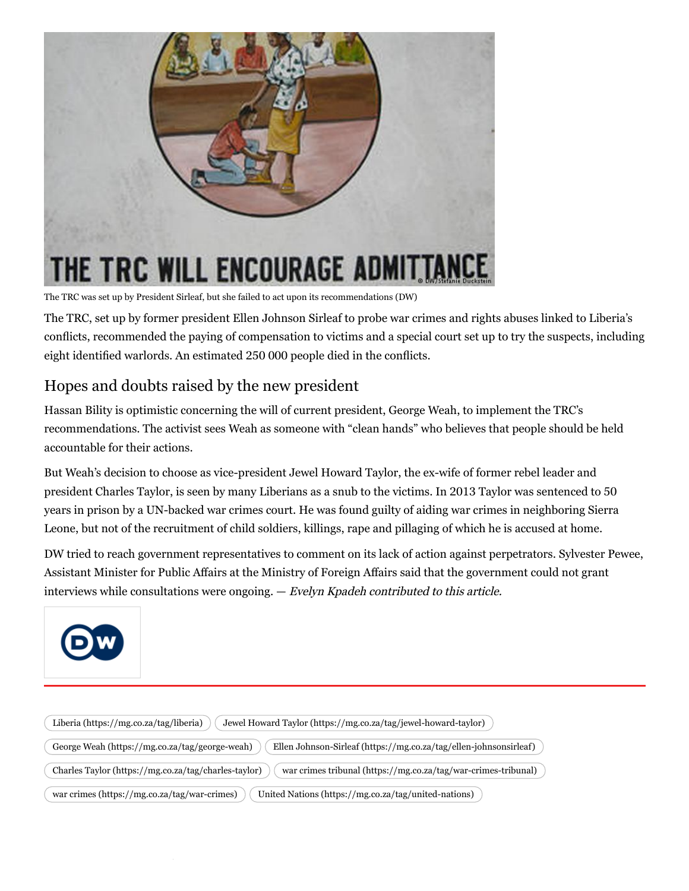The TRC was set up by President Sirleaf, but she failed to act upon its recommendations (DW)

The TRC, set up by former president Ellen Johnson Sirleaf to probe war crimes and rights abuses linked to Liberia's conflicts, recommended the paying of compensation to victims and a special court set up to try the suspects, including eight identified warlords. An estimated 250 000 people died in the conflicts.

## Hopes and doubts raised by the new president

Hassan Bility is optimistic concerning the will of current president, George Weah, to implement the TRC's recommendations. The activist sees Weah as someone with "clean hands" who believes that people should be held accountable for their actions.

But Weah's decision to choose as vice-president Jewel Howard Taylor, the ex-wife of former rebel leader and president Charles Taylor, is seen by many Liberians as a snub to the victims. In 2013 Taylor was sentenced to 50 years in prison by a UN-backed war crimes court. He was found guilty of aiding war crimes in neighboring Sierra Leone, but not of the recruitment of child soldiers, killings, rape and pillaging of which he is accused at home.

DW tried to reach government representatives to comment on its lack of action against perpetrators. Sylvester Pewee, Assistant Minister for Public Affairs at the Ministry of Foreign Affairs said that the government could not grant interviews while consultations were ongoing. — *Evelyn Kpadeh contributed to this article.*

Liberia (https://mg.co.za/tag/liberia) Jewel Howard Taylor (https://mg.co.za/tag/jewel-howard-taylor)

George Weah (https://mg.co.za/tag/george-weah) Ellen Johnson-Sirleaf (https://mg.co.za/tag/ellen-johnsonsirleaf)

Charles Taylor (https://mg.co.za/tag/charles-taylor) war crimes tribunal (https://mg.co.za/tag/war-crimes-tribunal)

war crimes (https://mg.co.za/tag/war-crimes) United Nations (https://mg.co.za/tag/united-nations)